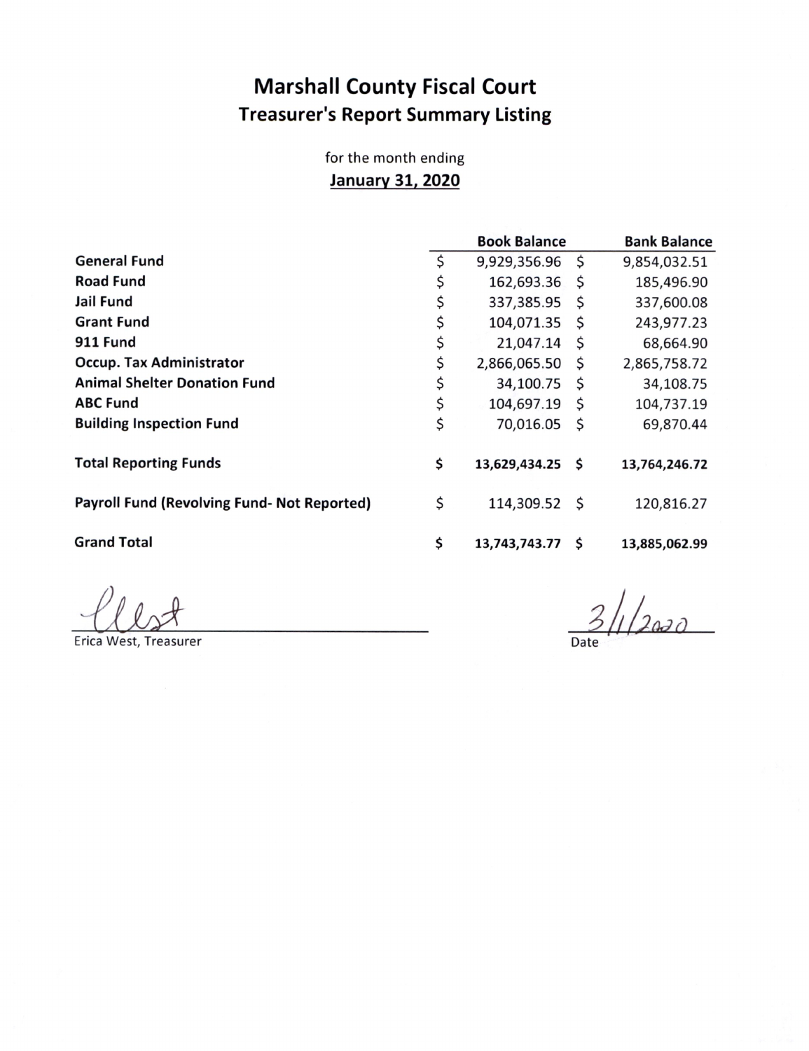# Marshall County Fiscal Court

## Treasurer's Report Summary Listing

for the month ending

**January 31, 2020**

| | Book Balance | Bank Balance |
|---|---|---|
| **General Fund** | $ 9,929,356.96 | $ 9,854,032.51 |
| **Road Fund** | $ 162,693.36 | $ 185,496.90 |
| **Jail Fund** | $ 337,385.95 | $ 337,600.08 |
| **Grant Fund** | $ 104,071.35 | $ 243,977.23 |
| **911 Fund** | $ 21,047.14 | $ 68,664.90 |
| **Occup. Tax Administrator** | $ 2,866,065.50 | $ 2,865,758.72 |
| **Animal Shelter Donation Fund** | $ 34,100.75 | $ 34,108.75 |
| **ABC Fund** | $ 104,697.19 | $ 104,737.19 |
| **Building Inspection Fund** | $ 70,016.05 | $ 69,870.44 |
| **Total Reporting Funds** | **$ 13,629,434.25** | **$ 13,764,246.72** |
| **Payroll Fund (Revolving Fund- Not Reported)** | $ 114,309.52 | $ 120,816.27 |
| **Grand Total** | **$ 13,743,743.77** | **$ 13,885,062.99** |

Erica West, Treasurer

3/1/2020
Date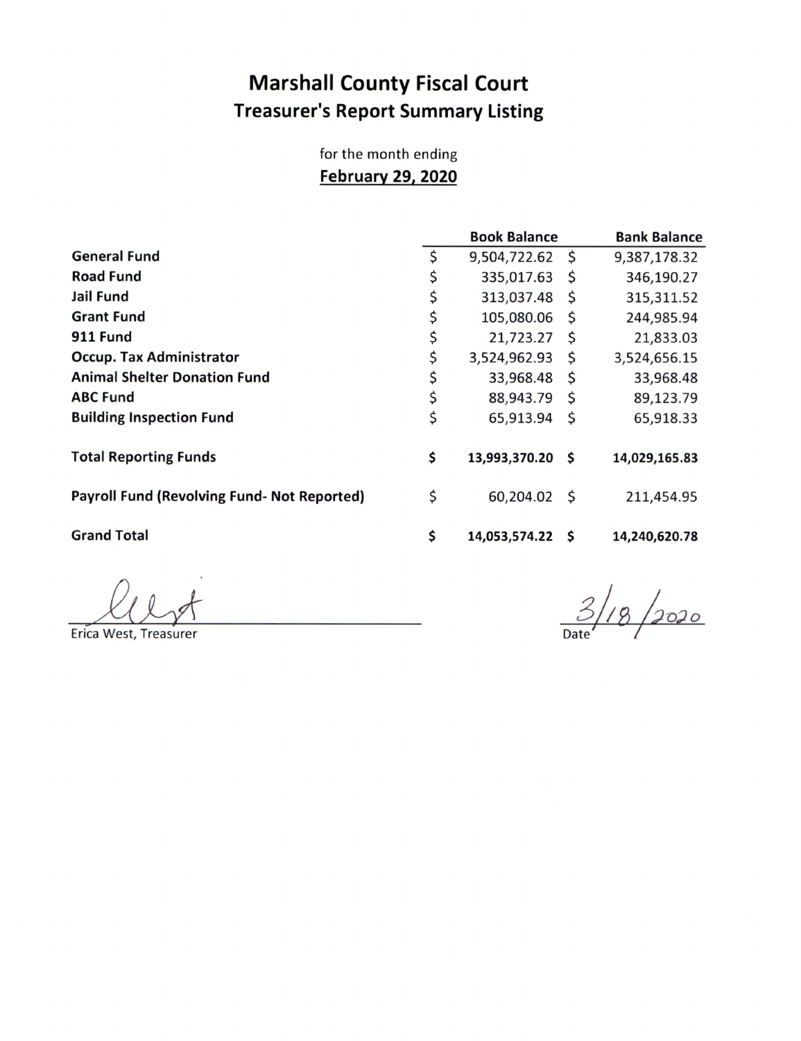# Marshall County Fiscal Court

## Treasurer's Report Summary Listing

for the month ending

**February 29, 2020**

| | Book Balance | Bank Balance |
|---|---|---|
| **General Fund** | $ 9,504,722.62 | $ 9,387,178.32 |
| **Road Fund** | $ 335,017.63 | $ 346,190.27 |
| **Jail Fund** | $ 313,037.48 | $ 315,311.52 |
| **Grant Fund** | $ 105,080.06 | $ 244,985.94 |
| **911 Fund** | $ 21,723.27 | $ 21,833.03 |
| **Occup. Tax Administrator** | $ 3,524,962.93 | $ 3,524,656.15 |
| **Animal Shelter Donation Fund** | $ 33,968.48 | $ 33,968.48 |
| **ABC Fund** | $ 88,943.79 | $ 89,123.79 |
| **Building Inspection Fund** | $ 65,913.94 | $ 65,918.33 |
| **Total Reporting Funds** | **$ 13,993,370.20** | **$ 14,029,165.83** |
| **Payroll Fund (Revolving Fund- Not Reported)** | $ 60,204.02 | $ 211,454.95 |
| **Grand Total** | **$ 14,053,574.22** | **$ 14,240,620.78** |

Erica West, Treasurer

Date 3/18/2020